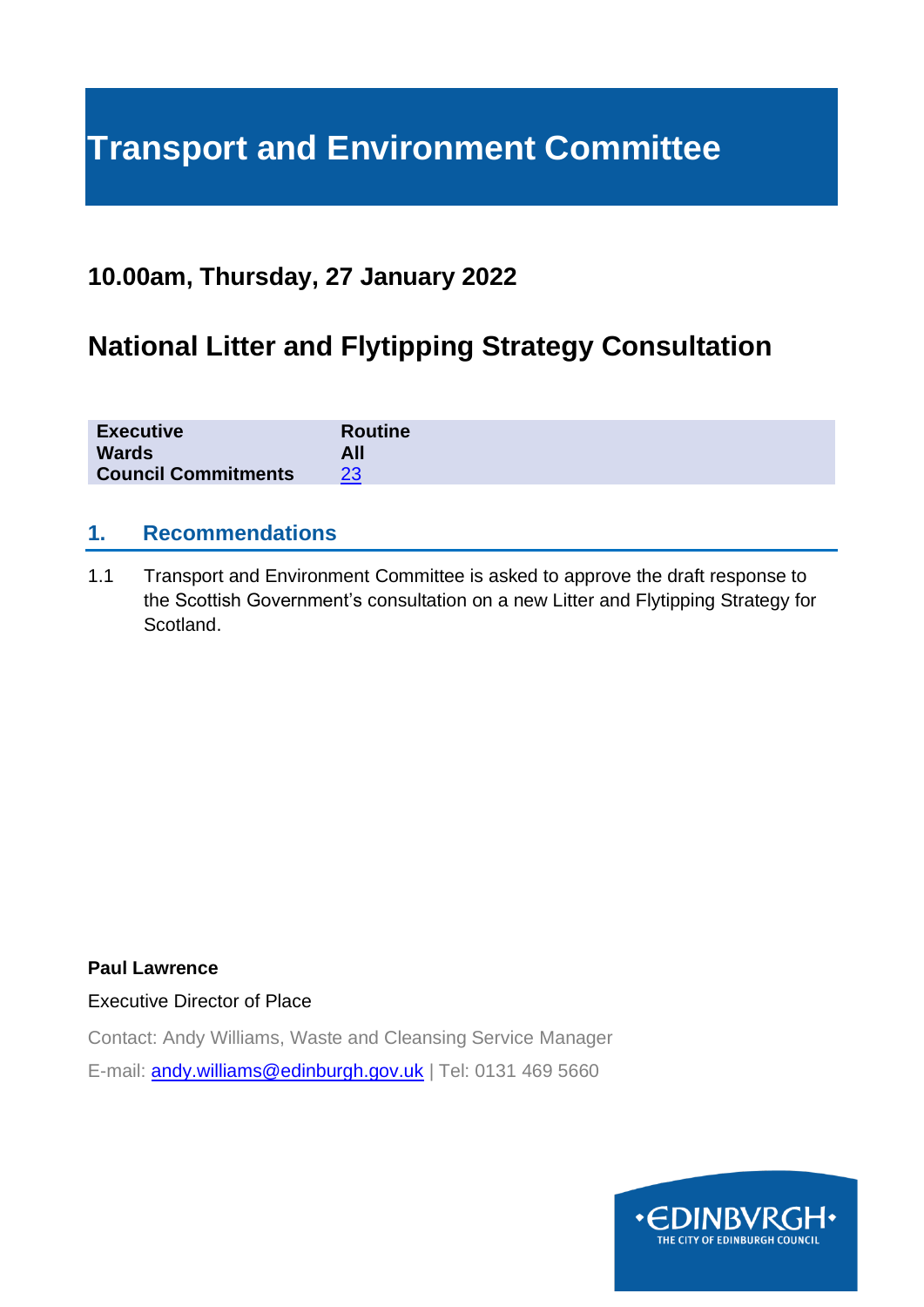# Transport and Environment Committee

## 10.00am, Thursday, 27 January 2022

## National Litter and Flytipping Strategy Consultation

| | |
|---|---|
| **Executive** | **Routine** |
| **Wards** | **All** |
| **Council Commitments** | 23 |

### 1. Recommendations

1.1 Transport and Environment Committee is asked to approve the draft response to the Scottish Government's consultation on a new Litter and Flytipping Strategy for Scotland.

**Paul Lawrence**

Executive Director of Place

Contact: Andy Williams, Waste and Cleansing Service Manager

E-mail: andy.williams@edinburgh.gov.uk | Tel: 0131 469 5660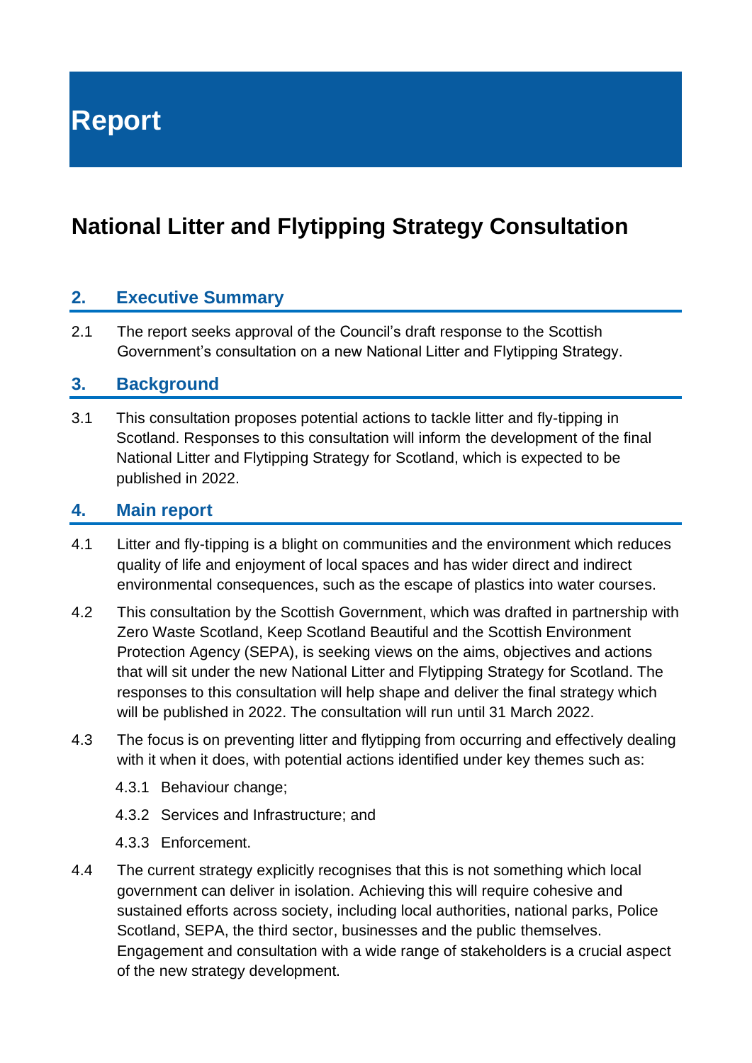# Report

## National Litter and Flytipping Strategy Consultation

### 2. Executive Summary

2.1 The report seeks approval of the Council's draft response to the Scottish Government's consultation on a new National Litter and Flytipping Strategy.

### 3. Background

3.1 This consultation proposes potential actions to tackle litter and fly-tipping in Scotland. Responses to this consultation will inform the development of the final National Litter and Flytipping Strategy for Scotland, which is expected to be published in 2022.

### 4. Main report

4.1 Litter and fly-tipping is a blight on communities and the environment which reduces quality of life and enjoyment of local spaces and has wider direct and indirect environmental consequences, such as the escape of plastics into water courses.

4.2 This consultation by the Scottish Government, which was drafted in partnership with Zero Waste Scotland, Keep Scotland Beautiful and the Scottish Environment Protection Agency (SEPA), is seeking views on the aims, objectives and actions that will sit under the new National Litter and Flytipping Strategy for Scotland. The responses to this consultation will help shape and deliver the final strategy which will be published in 2022. The consultation will run until 31 March 2022.

4.3 The focus is on preventing litter and flytipping from occurring and effectively dealing with it when it does, with potential actions identified under key themes such as:

4.3.1 Behaviour change;

4.3.2 Services and Infrastructure; and

4.3.3 Enforcement.

4.4 The current strategy explicitly recognises that this is not something which local government can deliver in isolation. Achieving this will require cohesive and sustained efforts across society, including local authorities, national parks, Police Scotland, SEPA, the third sector, businesses and the public themselves. Engagement and consultation with a wide range of stakeholders is a crucial aspect of the new strategy development.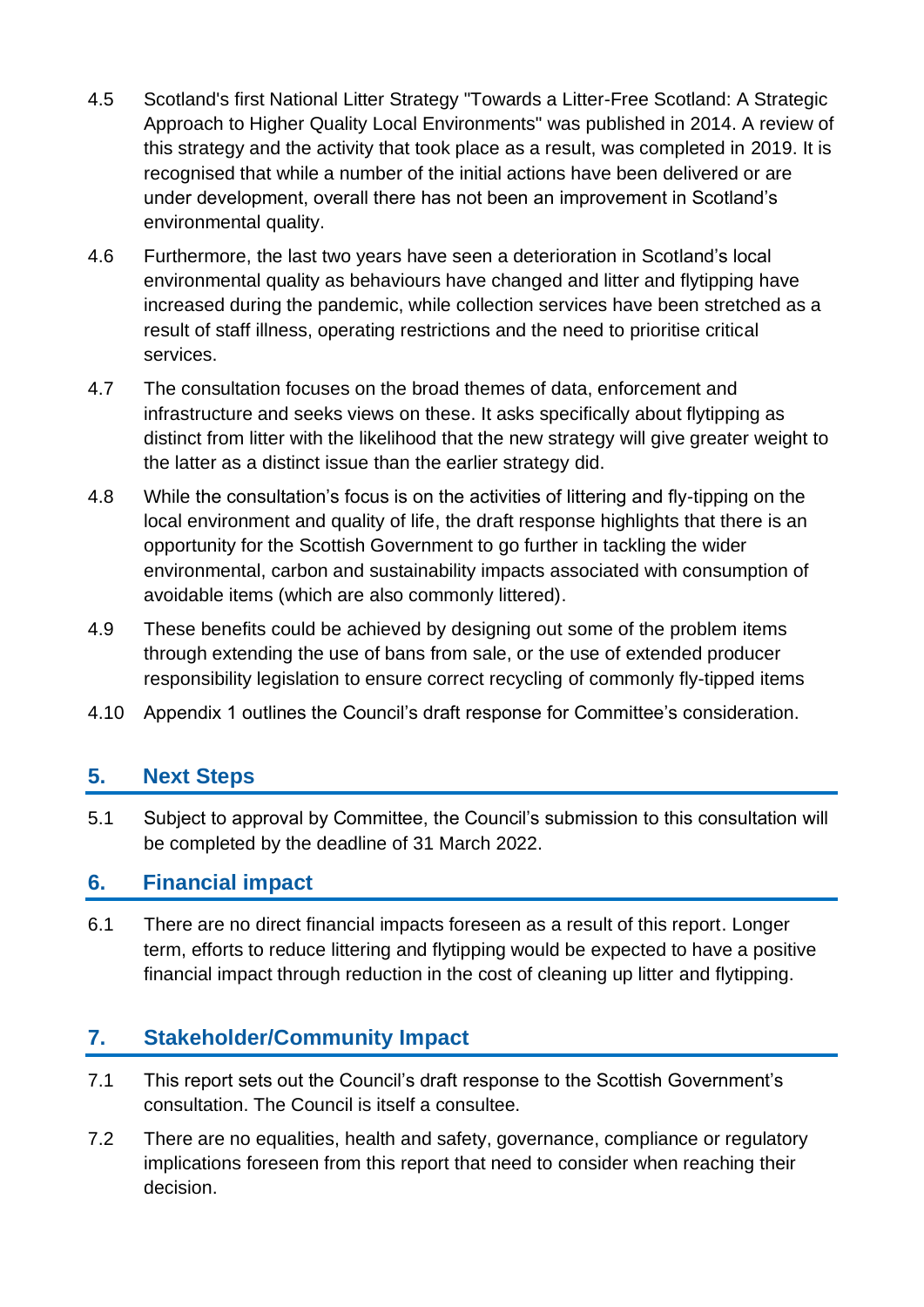4.5 Scotland's first National Litter Strategy "Towards a Litter-Free Scotland: A Strategic Approach to Higher Quality Local Environments" was published in 2014. A review of this strategy and the activity that took place as a result, was completed in 2019. It is recognised that while a number of the initial actions have been delivered or are under development, overall there has not been an improvement in Scotland's environmental quality.

4.6 Furthermore, the last two years have seen a deterioration in Scotland's local environmental quality as behaviours have changed and litter and flytipping have increased during the pandemic, while collection services have been stretched as a result of staff illness, operating restrictions and the need to prioritise critical services.

4.7 The consultation focuses on the broad themes of data, enforcement and infrastructure and seeks views on these. It asks specifically about flytipping as distinct from litter with the likelihood that the new strategy will give greater weight to the latter as a distinct issue than the earlier strategy did.

4.8 While the consultation's focus is on the activities of littering and fly-tipping on the local environment and quality of life, the draft response highlights that there is an opportunity for the Scottish Government to go further in tackling the wider environmental, carbon and sustainability impacts associated with consumption of avoidable items (which are also commonly littered).

4.9 These benefits could be achieved by designing out some of the problem items through extending the use of bans from sale, or the use of extended producer responsibility legislation to ensure correct recycling of commonly fly-tipped items

4.10 Appendix 1 outlines the Council's draft response for Committee's consideration.

## 5. Next Steps

5.1 Subject to approval by Committee, the Council's submission to this consultation will be completed by the deadline of 31 March 2022.

## 6. Financial impact

6.1 There are no direct financial impacts foreseen as a result of this report. Longer term, efforts to reduce littering and flytipping would be expected to have a positive financial impact through reduction in the cost of cleaning up litter and flytipping.

## 7. Stakeholder/Community Impact

7.1 This report sets out the Council's draft response to the Scottish Government's consultation. The Council is itself a consultee.

7.2 There are no equalities, health and safety, governance, compliance or regulatory implications foreseen from this report that need to consider when reaching their decision.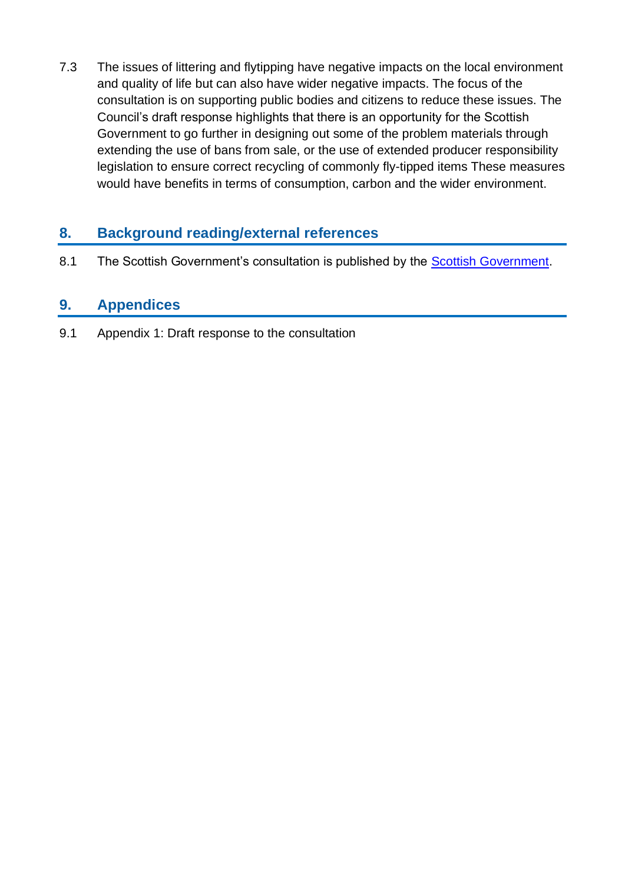7.3 The issues of littering and flytipping have negative impacts on the local environment and quality of life but can also have wider negative impacts. The focus of the consultation is on supporting public bodies and citizens to reduce these issues. The Council's draft response highlights that there is an opportunity for the Scottish Government to go further in designing out some of the problem materials through extending the use of bans from sale, or the use of extended producer responsibility legislation to ensure correct recycling of commonly fly-tipped items These measures would have benefits in terms of consumption, carbon and the wider environment.

## 8. Background reading/external references

8.1 The Scottish Government's consultation is published by the Scottish Government.

## 9. Appendices

9.1 Appendix 1: Draft response to the consultation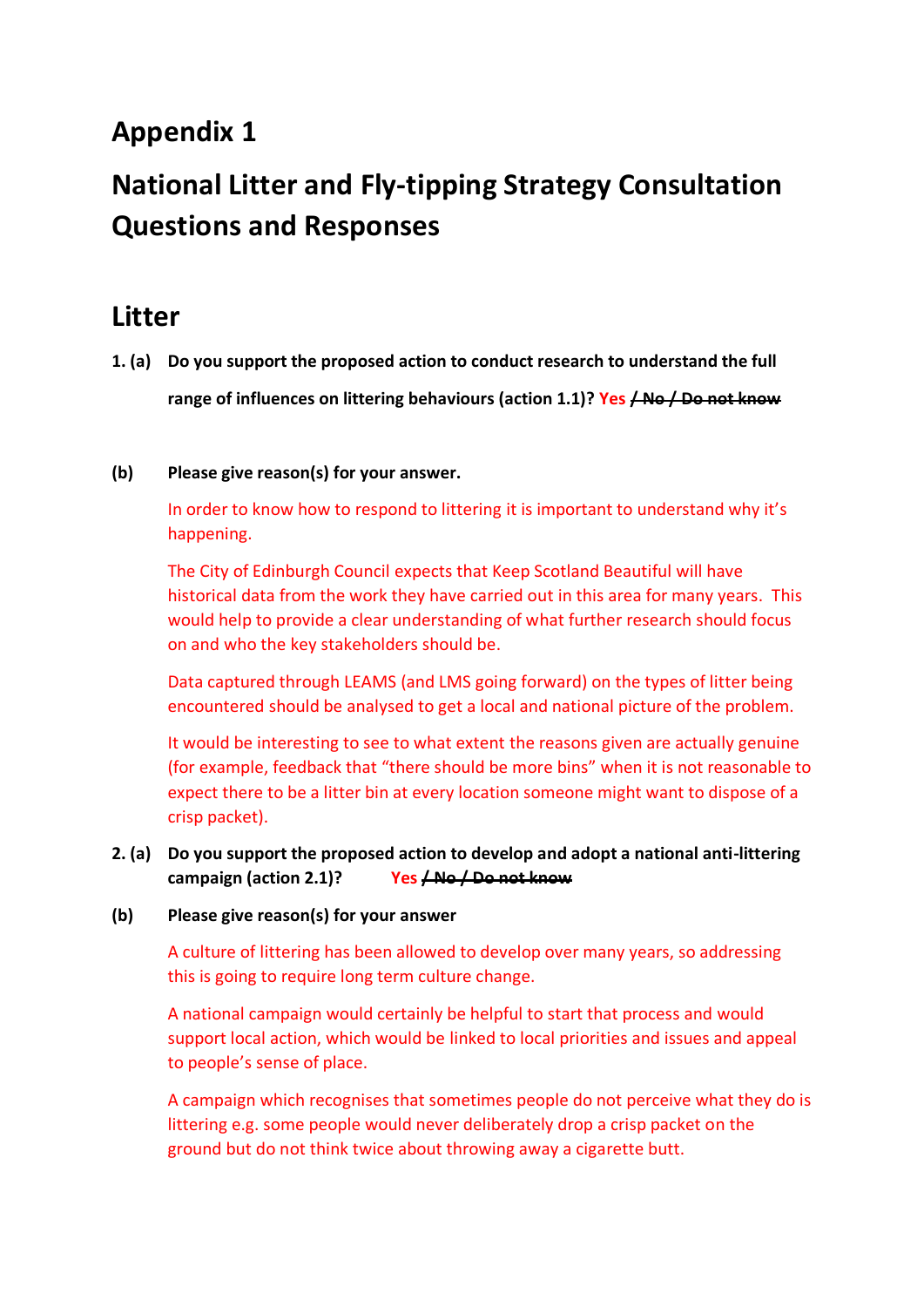# Appendix 1

# National Litter and Fly-tipping Strategy Consultation Questions and Responses

## Litter

**1. (a) Do you support the proposed action to conduct research to understand the full range of influences on littering behaviours (action 1.1)?** Yes ~~/ No / Do not know~~

**(b) Please give reason(s) for your answer.**

In order to know how to respond to littering it is important to understand why it's happening.

The City of Edinburgh Council expects that Keep Scotland Beautiful will have historical data from the work they have carried out in this area for many years. This would help to provide a clear understanding of what further research should focus on and who the key stakeholders should be.

Data captured through LEAMS (and LMS going forward) on the types of litter being encountered should be analysed to get a local and national picture of the problem.

It would be interesting to see to what extent the reasons given are actually genuine (for example, feedback that "there should be more bins" when it is not reasonable to expect there to be a litter bin at every location someone might want to dispose of a crisp packet).

**2. (a) Do you support the proposed action to develop and adopt a national anti-littering campaign (action 2.1)?** Yes ~~/ No / Do not know~~

**(b) Please give reason(s) for your answer**

A culture of littering has been allowed to develop over many years, so addressing this is going to require long term culture change.

A national campaign would certainly be helpful to start that process and would support local action, which would be linked to local priorities and issues and appeal to people's sense of place.

A campaign which recognises that sometimes people do not perceive what they do is littering e.g. some people would never deliberately drop a crisp packet on the ground but do not think twice about throwing away a cigarette butt.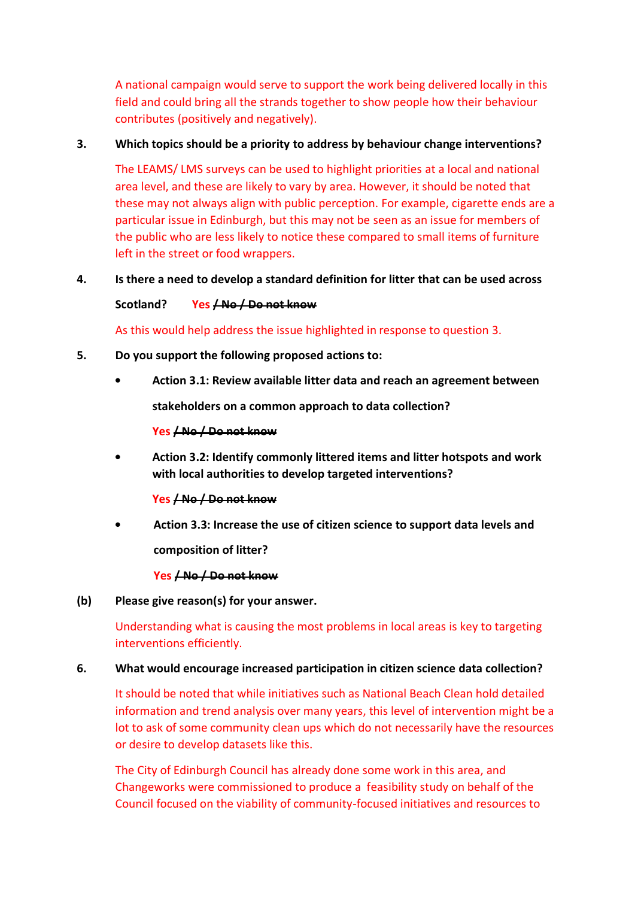A national campaign would serve to support the work being delivered locally in this field and could bring all the strands together to show people how their behaviour contributes (positively and negatively).

3. **Which topics should be a priority to address by behaviour change interventions?**

   The LEAMS/ LMS surveys can be used to highlight priorities at a local and national area level, and these are likely to vary by area. However, it should be noted that these may not always align with public perception. For example, cigarette ends are a particular issue in Edinburgh, but this may not be seen as an issue for members of the public who are less likely to notice these compared to small items of furniture left in the street or food wrappers.

4. **Is there a need to develop a standard definition for litter that can be used across Scotland?** Yes ~~/ No / Do not know~~

   As this would help address the issue highlighted in response to question 3.

5. **Do you support the following proposed actions to:**

   - **Action 3.1: Review available litter data and reach an agreement between stakeholders on a common approach to data collection?**

     Yes ~~/ No / Do not know~~

   - **Action 3.2: Identify commonly littered items and litter hotspots and work with local authorities to develop targeted interventions?**

     Yes ~~/ No / Do not know~~

   - **Action 3.3: Increase the use of citizen science to support data levels and composition of litter?**

     Yes ~~/ No / Do not know~~

(b) **Please give reason(s) for your answer.**

   Understanding what is causing the most problems in local areas is key to targeting interventions efficiently.

6. **What would encourage increased participation in citizen science data collection?**

   It should be noted that while initiatives such as National Beach Clean hold detailed information and trend analysis over many years, this level of intervention might be a lot to ask of some community clean ups which do not necessarily have the resources or desire to develop datasets like this.

   The City of Edinburgh Council has already done some work in this area, and Changeworks were commissioned to produce a feasibility study on behalf of the Council focused on the viability of community-focused initiatives and resources to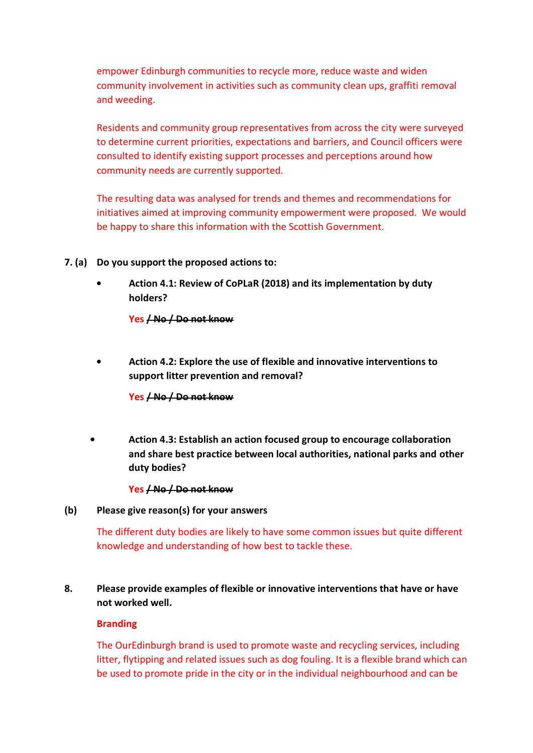empower Edinburgh communities to recycle more, reduce waste and widen community involvement in activities such as community clean ups, graffiti removal and weeding.

Residents and community group representatives from across the city were surveyed to determine current priorities, expectations and barriers, and Council officers were consulted to identify existing support processes and perceptions around how community needs are currently supported.

The resulting data was analysed for trends and themes and recommendations for initiatives aimed at improving community empowerment were proposed. We would be happy to share this information with the Scottish Government.

**7. (a) Do you support the proposed actions to:**

- **Action 4.1: Review of CoPLaR (2018) and its implementation by duty holders?**

  **Yes ~~/ No / Do not know~~**

- **Action 4.2: Explore the use of flexible and innovative interventions to support litter prevention and removal?**

  **Yes ~~/ No / Do not know~~**

- **Action 4.3: Establish an action focused group to encourage collaboration and share best practice between local authorities, national parks and other duty bodies?**

  **Yes ~~/ No / Do not know~~**

**(b) Please give reason(s) for your answers**

The different duty bodies are likely to have some common issues but quite different knowledge and understanding of how best to tackle these.

**8. Please provide examples of flexible or innovative interventions that have or have not worked well.**

**Branding**

The OurEdinburgh brand is used to promote waste and recycling services, including litter, flytipping and related issues such as dog fouling. It is a flexible brand which can be used to promote pride in the city or in the individual neighbourhood and can be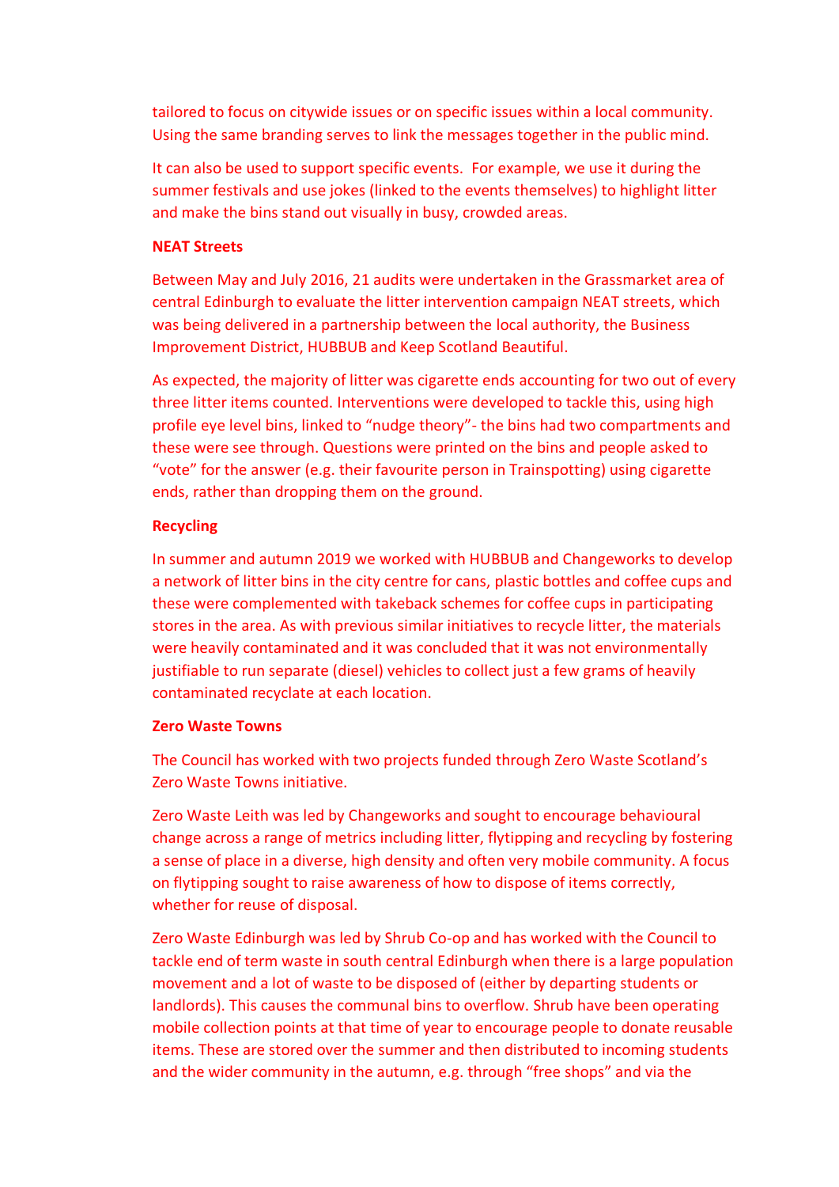tailored to focus on citywide issues or on specific issues within a local community. Using the same branding serves to link the messages together in the public mind.

It can also be used to support specific events. For example, we use it during the summer festivals and use jokes (linked to the events themselves) to highlight litter and make the bins stand out visually in busy, crowded areas.

**NEAT Streets**

Between May and July 2016, 21 audits were undertaken in the Grassmarket area of central Edinburgh to evaluate the litter intervention campaign NEAT streets, which was being delivered in a partnership between the local authority, the Business Improvement District, HUBBUB and Keep Scotland Beautiful.

As expected, the majority of litter was cigarette ends accounting for two out of every three litter items counted. Interventions were developed to tackle this, using high profile eye level bins, linked to "nudge theory"- the bins had two compartments and these were see through. Questions were printed on the bins and people asked to "vote" for the answer (e.g. their favourite person in Trainspotting) using cigarette ends, rather than dropping them on the ground.

**Recycling**

In summer and autumn 2019 we worked with HUBBUB and Changeworks to develop a network of litter bins in the city centre for cans, plastic bottles and coffee cups and these were complemented with takeback schemes for coffee cups in participating stores in the area. As with previous similar initiatives to recycle litter, the materials were heavily contaminated and it was concluded that it was not environmentally justifiable to run separate (diesel) vehicles to collect just a few grams of heavily contaminated recyclate at each location.

**Zero Waste Towns**

The Council has worked with two projects funded through Zero Waste Scotland's Zero Waste Towns initiative.

Zero Waste Leith was led by Changeworks and sought to encourage behavioural change across a range of metrics including litter, flytipping and recycling by fostering a sense of place in a diverse, high density and often very mobile community. A focus on flytipping sought to raise awareness of how to dispose of items correctly, whether for reuse of disposal.

Zero Waste Edinburgh was led by Shrub Co-op and has worked with the Council to tackle end of term waste in south central Edinburgh when there is a large population movement and a lot of waste to be disposed of (either by departing students or landlords). This causes the communal bins to overflow. Shrub have been operating mobile collection points at that time of year to encourage people to donate reusable items. These are stored over the summer and then distributed to incoming students and the wider community in the autumn, e.g. through "free shops" and via the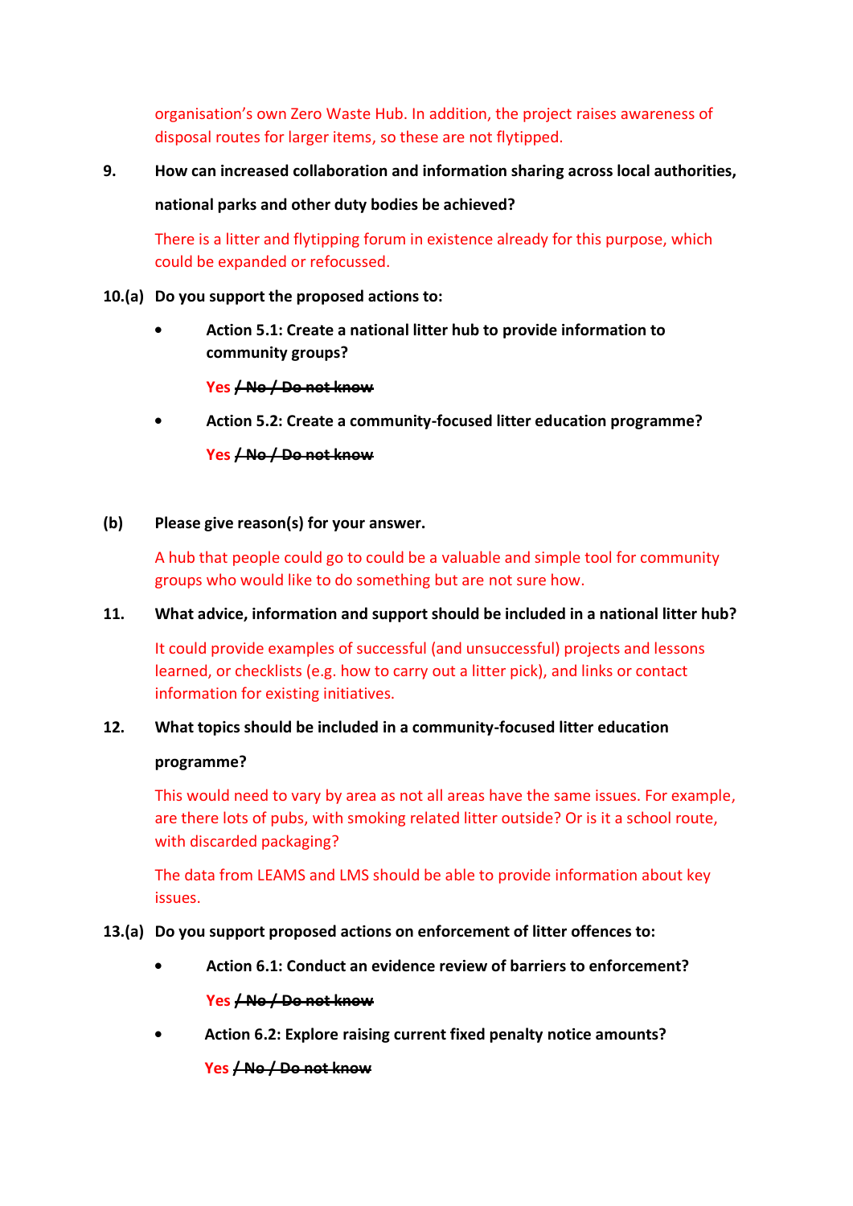organisation's own Zero Waste Hub. In addition, the project raises awareness of disposal routes for larger items, so these are not flytipped.

**9. How can increased collaboration and information sharing across local authorities, national parks and other duty bodies be achieved?**

There is a litter and flytipping forum in existence already for this purpose, which could be expanded or refocussed.

**10.(a) Do you support the proposed actions to:**

- **Action 5.1: Create a national litter hub to provide information to community groups?**

  **Yes ~~/ No / Do not know~~**

- **Action 5.2: Create a community-focused litter education programme?**

  **Yes ~~/ No / Do not know~~**

**(b) Please give reason(s) for your answer.**

A hub that people could go to could be a valuable and simple tool for community groups who would like to do something but are not sure how.

**11. What advice, information and support should be included in a national litter hub?**

It could provide examples of successful (and unsuccessful) projects and lessons learned, or checklists (e.g. how to carry out a litter pick), and links or contact information for existing initiatives.

**12. What topics should be included in a community-focused litter education programme?**

This would need to vary by area as not all areas have the same issues. For example, are there lots of pubs, with smoking related litter outside? Or is it a school route, with discarded packaging?

The data from LEAMS and LMS should be able to provide information about key issues.

**13.(a) Do you support proposed actions on enforcement of litter offences to:**

- **Action 6.1: Conduct an evidence review of barriers to enforcement?**

  **Yes ~~/ No / Do not know~~**

- **Action 6.2: Explore raising current fixed penalty notice amounts?**

  **Yes ~~/ No / Do not know~~**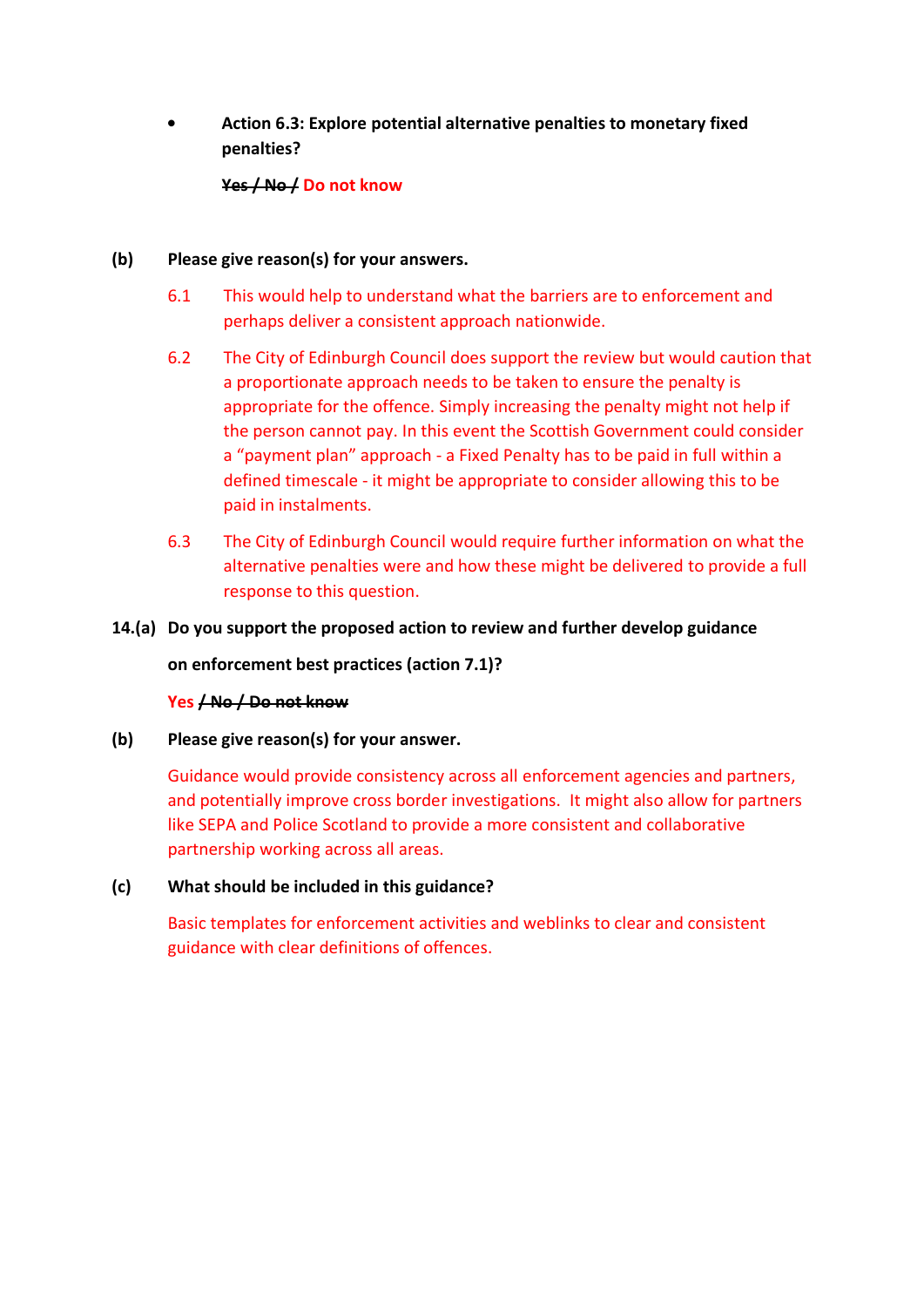- **Action 6.3: Explore potential alternative penalties to monetary fixed penalties?**

  ~~Yes / No /~~ Do not know

**(b) Please give reason(s) for your answers.**

6.1 This would help to understand what the barriers are to enforcement and perhaps deliver a consistent approach nationwide.

6.2 The City of Edinburgh Council does support the review but would caution that a proportionate approach needs to be taken to ensure the penalty is appropriate for the offence. Simply increasing the penalty might not help if the person cannot pay. In this event the Scottish Government could consider a "payment plan" approach - a Fixed Penalty has to be paid in full within a defined timescale - it might be appropriate to consider allowing this to be paid in instalments.

6.3 The City of Edinburgh Council would require further information on what the alternative penalties were and how these might be delivered to provide a full response to this question.

**14.(a) Do you support the proposed action to review and further develop guidance on enforcement best practices (action 7.1)?**

Yes ~~/ No / Do not know~~

**(b) Please give reason(s) for your answer.**

Guidance would provide consistency across all enforcement agencies and partners, and potentially improve cross border investigations. It might also allow for partners like SEPA and Police Scotland to provide a more consistent and collaborative partnership working across all areas.

**(c) What should be included in this guidance?**

Basic templates for enforcement activities and weblinks to clear and consistent guidance with clear definitions of offences.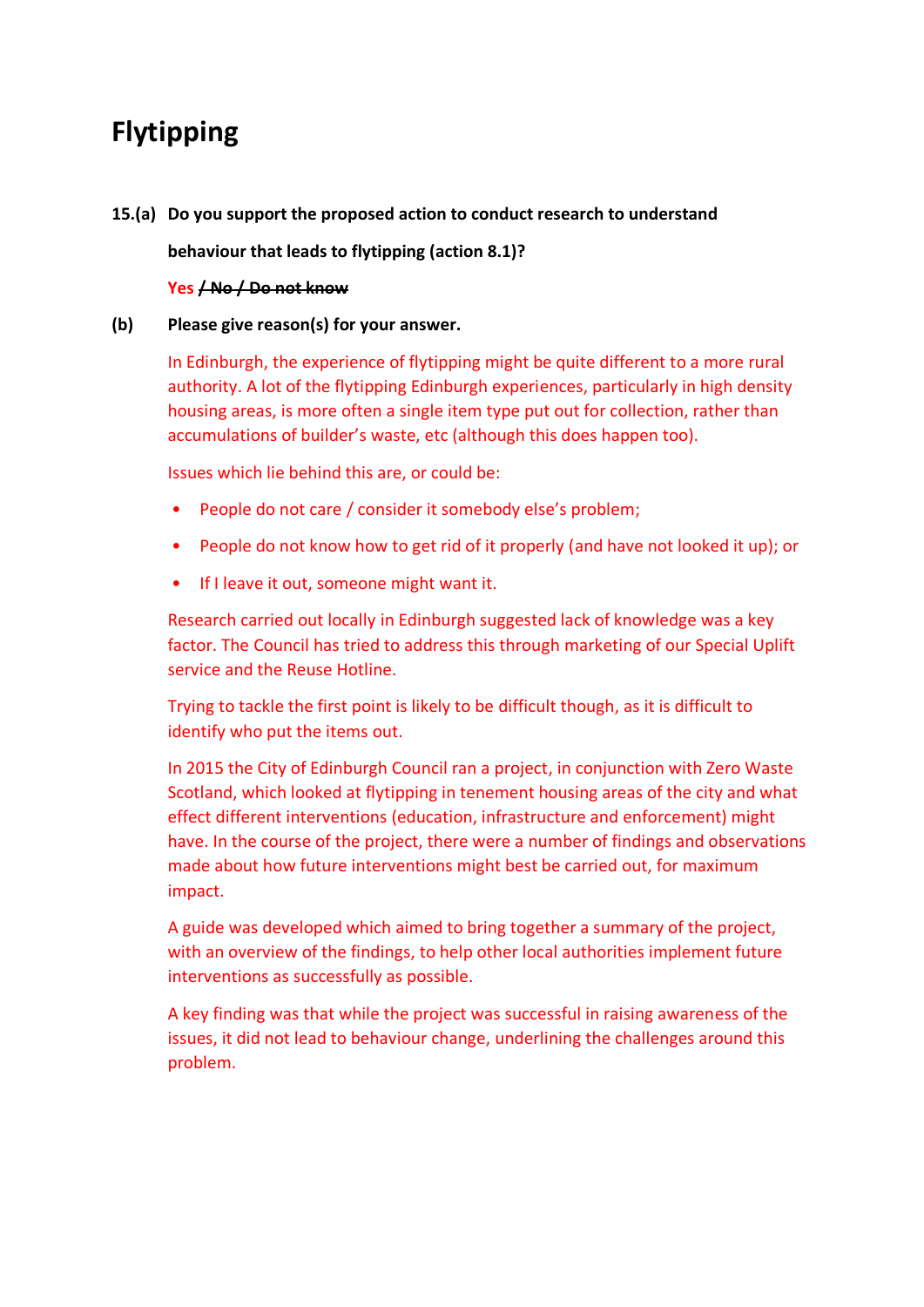# Flytipping

**15.(a) Do you support the proposed action to conduct research to understand behaviour that leads to flytipping (action 8.1)?**

**Yes** ~~/ No / Do not know~~

**(b) Please give reason(s) for your answer.**

In Edinburgh, the experience of flytipping might be quite different to a more rural authority. A lot of the flytipping Edinburgh experiences, particularly in high density housing areas, is more often a single item type put out for collection, rather than accumulations of builder's waste, etc (although this does happen too).

Issues which lie behind this are, or could be:

- People do not care / consider it somebody else's problem;
- People do not know how to get rid of it properly (and have not looked it up); or
- If I leave it out, someone might want it.

Research carried out locally in Edinburgh suggested lack of knowledge was a key factor. The Council has tried to address this through marketing of our Special Uplift service and the Reuse Hotline.

Trying to tackle the first point is likely to be difficult though, as it is difficult to identify who put the items out.

In 2015 the City of Edinburgh Council ran a project, in conjunction with Zero Waste Scotland, which looked at flytipping in tenement housing areas of the city and what effect different interventions (education, infrastructure and enforcement) might have. In the course of the project, there were a number of findings and observations made about how future interventions might best be carried out, for maximum impact.

A guide was developed which aimed to bring together a summary of the project, with an overview of the findings, to help other local authorities implement future interventions as successfully as possible.

A key finding was that while the project was successful in raising awareness of the issues, it did not lead to behaviour change, underlining the challenges around this problem.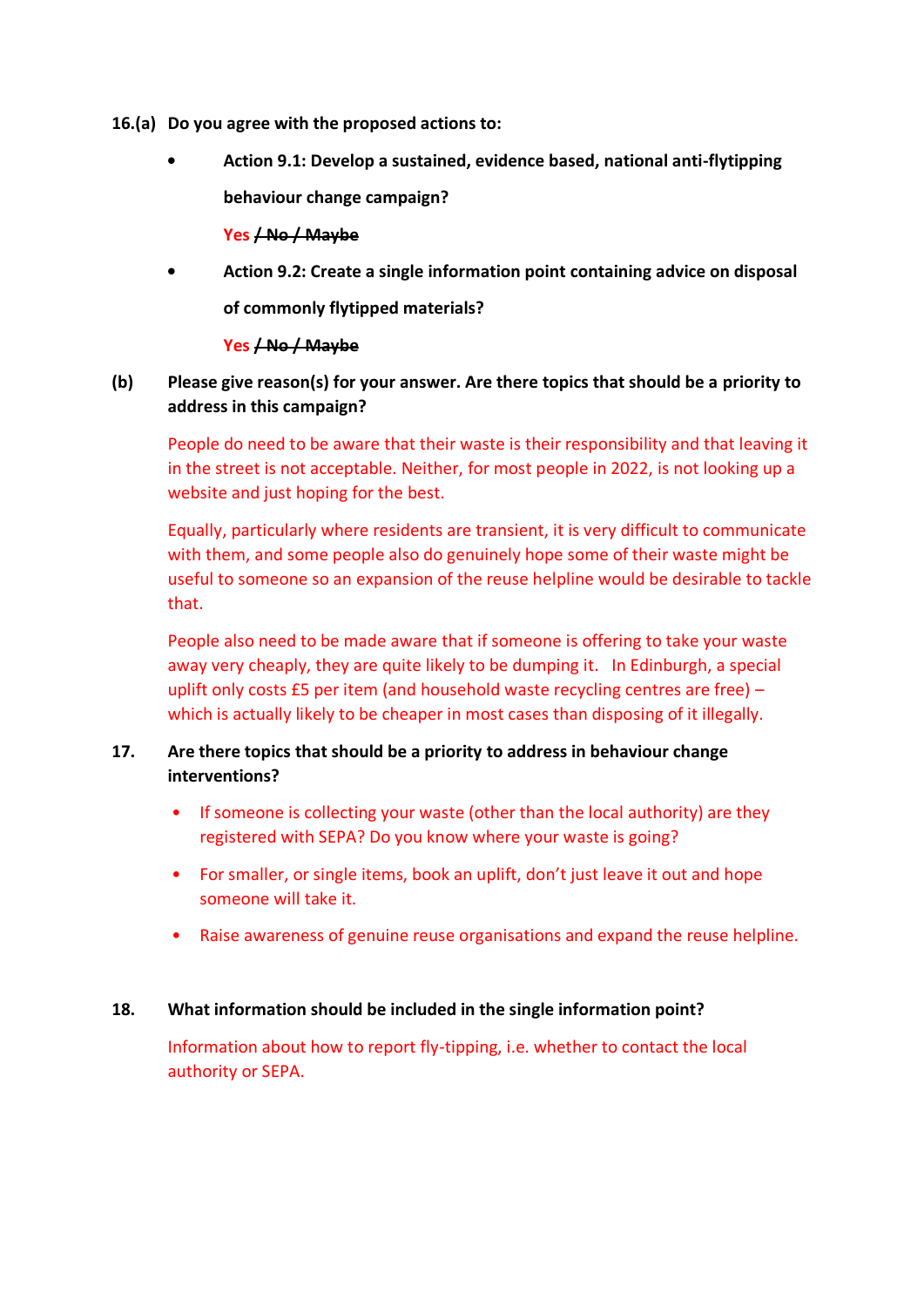**16.(a) Do you agree with the proposed actions to:**

- **Action 9.1: Develop a sustained, evidence based, national anti-flytipping behaviour change campaign?**

  Yes ~~/ No / Maybe~~

- **Action 9.2: Create a single information point containing advice on disposal of commonly flytipped materials?**

  Yes ~~/ No / Maybe~~

**(b) Please give reason(s) for your answer. Are there topics that should be a priority to address in this campaign?**

People do need to be aware that their waste is their responsibility and that leaving it in the street is not acceptable. Neither, for most people in 2022, is not looking up a website and just hoping for the best.

Equally, particularly where residents are transient, it is very difficult to communicate with them, and some people also do genuinely hope some of their waste might be useful to someone so an expansion of the reuse helpline would be desirable to tackle that.

People also need to be made aware that if someone is offering to take your waste away very cheaply, they are quite likely to be dumping it. In Edinburgh, a special uplift only costs £5 per item (and household waste recycling centres are free) – which is actually likely to be cheaper in most cases than disposing of it illegally.

**17. Are there topics that should be a priority to address in behaviour change interventions?**

- If someone is collecting your waste (other than the local authority) are they registered with SEPA? Do you know where your waste is going?
- For smaller, or single items, book an uplift, don't just leave it out and hope someone will take it.
- Raise awareness of genuine reuse organisations and expand the reuse helpline.

**18. What information should be included in the single information point?**

Information about how to report fly-tipping, i.e. whether to contact the local authority or SEPA.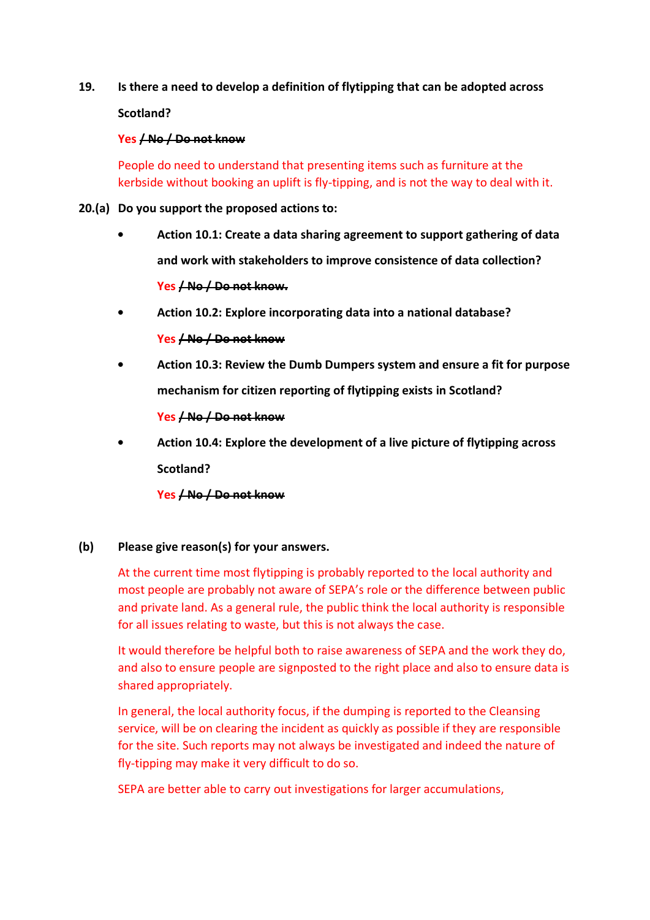**19. Is there a need to develop a definition of flytipping that can be adopted across Scotland?**

Yes ~~/ No / Do not know~~

People do need to understand that presenting items such as furniture at the kerbside without booking an uplift is fly-tipping, and is not the way to deal with it.

**20.(a) Do you support the proposed actions to:**

- **Action 10.1: Create a data sharing agreement to support gathering of data and work with stakeholders to improve consistence of data collection?**

  Yes ~~/ No / Do not know.~~

- **Action 10.2: Explore incorporating data into a national database?**

  Yes ~~/ No / Do not know~~

- **Action 10.3: Review the Dumb Dumpers system and ensure a fit for purpose mechanism for citizen reporting of flytipping exists in Scotland?**

  Yes ~~/ No / Do not know~~

- **Action 10.4: Explore the development of a live picture of flytipping across Scotland?**

  Yes ~~/ No / Do not know~~

**(b) Please give reason(s) for your answers.**

At the current time most flytipping is probably reported to the local authority and most people are probably not aware of SEPA's role or the difference between public and private land. As a general rule, the public think the local authority is responsible for all issues relating to waste, but this is not always the case.

It would therefore be helpful both to raise awareness of SEPA and the work they do, and also to ensure people are signposted to the right place and also to ensure data is shared appropriately.

In general, the local authority focus, if the dumping is reported to the Cleansing service, will be on clearing the incident as quickly as possible if they are responsible for the site. Such reports may not always be investigated and indeed the nature of fly-tipping may make it very difficult to do so.

SEPA are better able to carry out investigations for larger accumulations,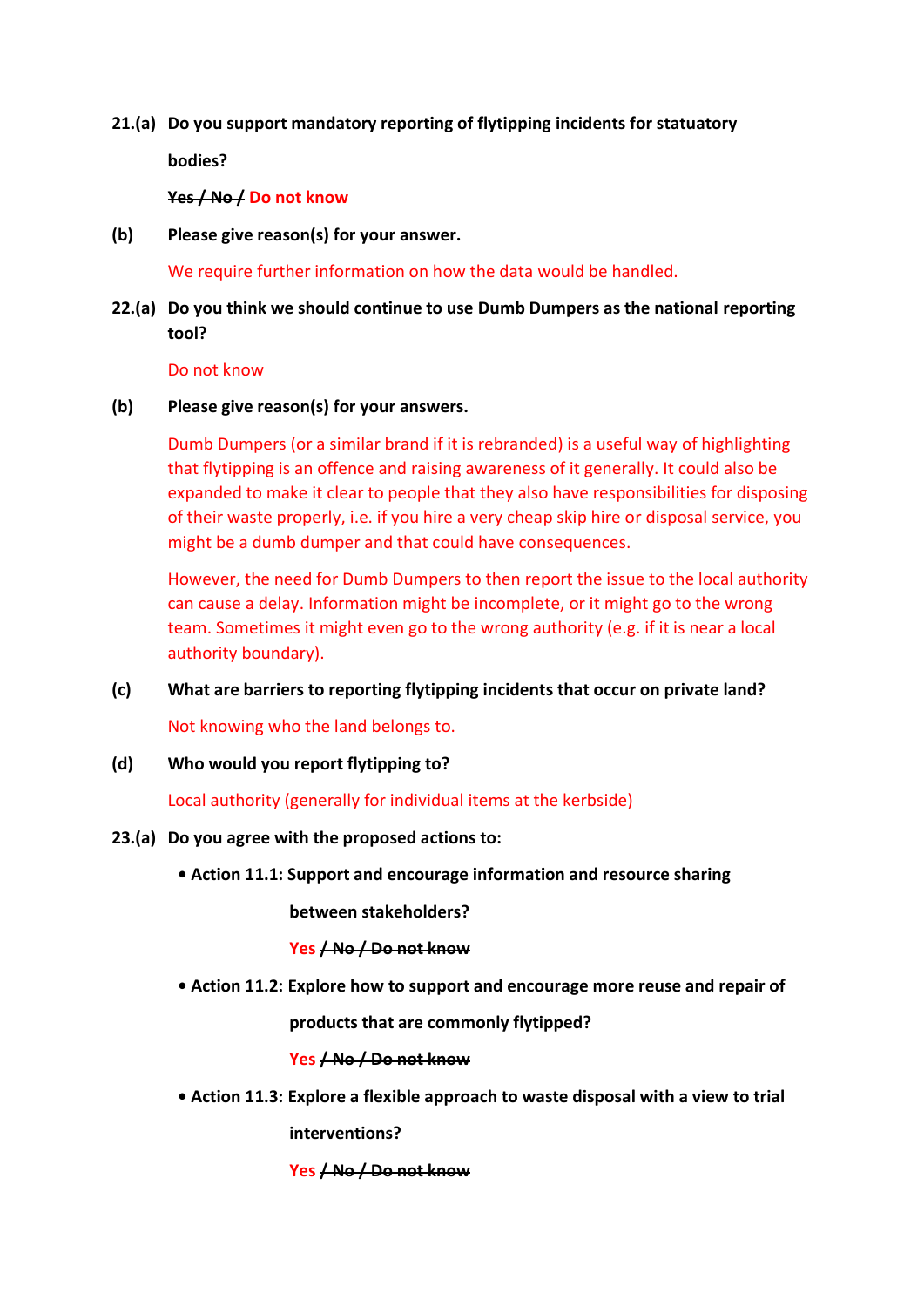**21.(a) Do you support mandatory reporting of flytipping incidents for statutory bodies?**

~~Yes / No /~~ Do not know

**(b) Please give reason(s) for your answer.**

We require further information on how the data would be handled.

**22.(a) Do you think we should continue to use Dumb Dumpers as the national reporting tool?**

Do not know

**(b) Please give reason(s) for your answers.**

Dumb Dumpers (or a similar brand if it is rebranded) is a useful way of highlighting that flytipping is an offence and raising awareness of it generally. It could also be expanded to make it clear to people that they also have responsibilities for disposing of their waste properly, i.e. if you hire a very cheap skip hire or disposal service, you might be a dumb dumper and that could have consequences.

However, the need for Dumb Dumpers to then report the issue to the local authority can cause a delay. Information might be incomplete, or it might go to the wrong team. Sometimes it might even go to the wrong authority (e.g. if it is near a local authority boundary).

**(c) What are barriers to reporting flytipping incidents that occur on private land?**

Not knowing who the land belongs to.

**(d) Who would you report flytipping to?**

Local authority (generally for individual items at the kerbside)

**23.(a) Do you agree with the proposed actions to:**

- **Action 11.1: Support and encourage information and resource sharing between stakeholders?**

  Yes ~~/ No / Do not know~~

- **Action 11.2: Explore how to support and encourage more reuse and repair of products that are commonly flytipped?**

  Yes ~~/ No / Do not know~~

- **Action 11.3: Explore a flexible approach to waste disposal with a view to trial interventions?**

  Yes ~~/ No / Do not know~~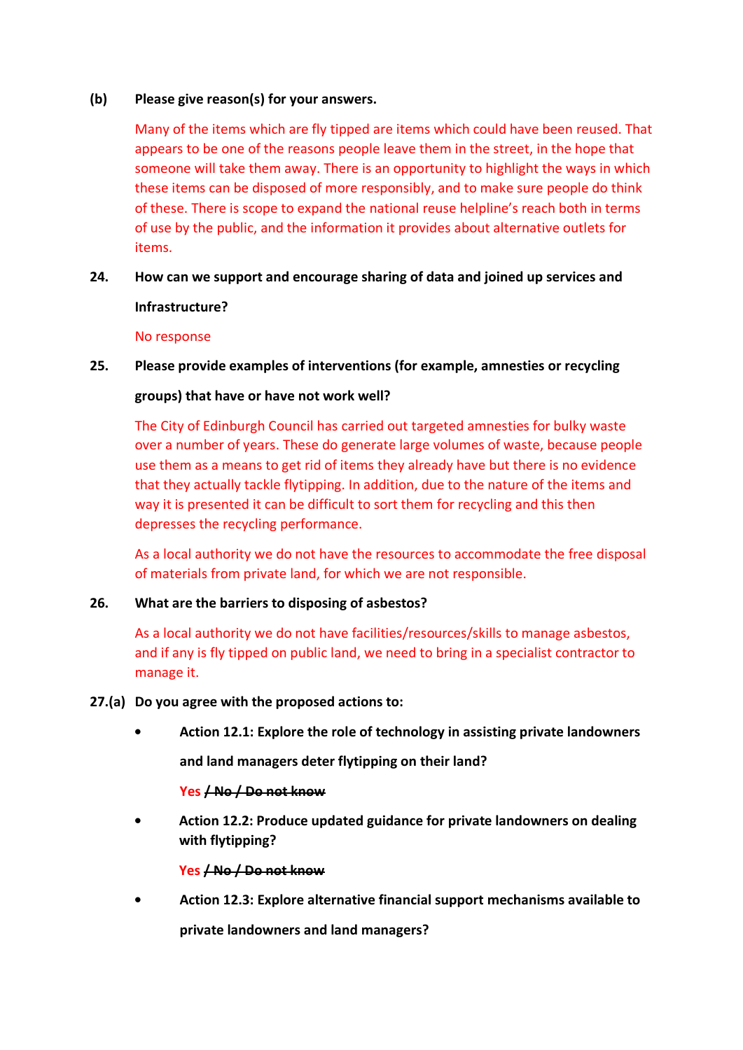**(b) Please give reason(s) for your answers.**

Many of the items which are fly tipped are items which could have been reused. That appears to be one of the reasons people leave them in the street, in the hope that someone will take them away. There is an opportunity to highlight the ways in which these items can be disposed of more responsibly, and to make sure people do think of these. There is scope to expand the national reuse helpline's reach both in terms of use by the public, and the information it provides about alternative outlets for items.

**24. How can we support and encourage sharing of data and joined up services and Infrastructure?**

No response

**25. Please provide examples of interventions (for example, amnesties or recycling groups) that have or have not work well?**

The City of Edinburgh Council has carried out targeted amnesties for bulky waste over a number of years. These do generate large volumes of waste, because people use them as a means to get rid of items they already have but there is no evidence that they actually tackle flytipping. In addition, due to the nature of the items and way it is presented it can be difficult to sort them for recycling and this then depresses the recycling performance.

As a local authority we do not have the resources to accommodate the free disposal of materials from private land, for which we are not responsible.

**26. What are the barriers to disposing of asbestos?**

As a local authority we do not have facilities/resources/skills to manage asbestos, and if any is fly tipped on public land, we need to bring in a specialist contractor to manage it.

**27.(a) Do you agree with the proposed actions to:**

- **Action 12.1: Explore the role of technology in assisting private landowners and land managers deter flytipping on their land?**

  **Yes** ~~/ No / Do not know~~

- **Action 12.2: Produce updated guidance for private landowners on dealing with flytipping?**

  **Yes** ~~/ No / Do not know~~

- **Action 12.3: Explore alternative financial support mechanisms available to private landowners and land managers?**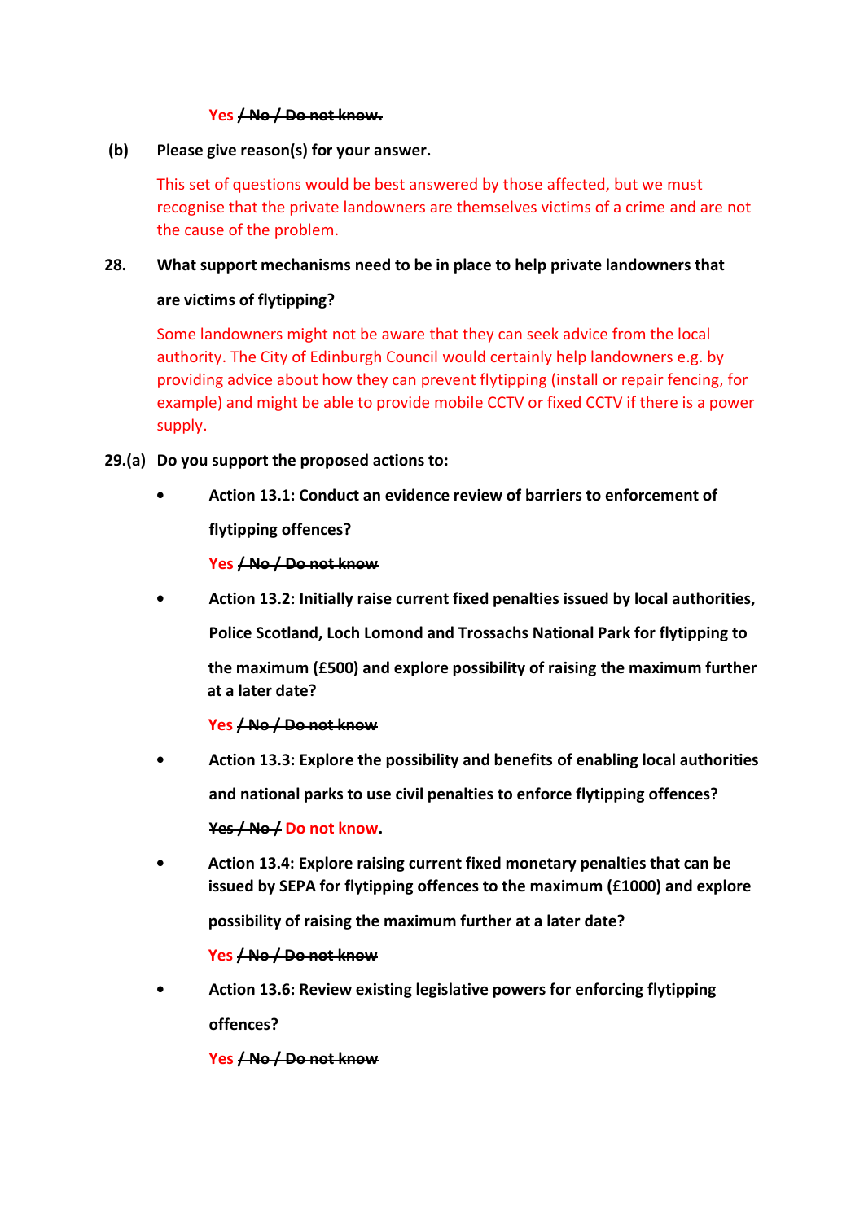Yes ~~/ No / Do not know.~~

**(b) Please give reason(s) for your answer.**

This set of questions would be best answered by those affected, but we must recognise that the private landowners are themselves victims of a crime and are not the cause of the problem.

**28. What support mechanisms need to be in place to help private landowners that are victims of flytipping?**

Some landowners might not be aware that they can seek advice from the local authority. The City of Edinburgh Council would certainly help landowners e.g. by providing advice about how they can prevent flytipping (install or repair fencing, for example) and might be able to provide mobile CCTV or fixed CCTV if there is a power supply.

**29.(a) Do you support the proposed actions to:**

- **Action 13.1: Conduct an evidence review of barriers to enforcement of flytipping offences?**

  Yes ~~/ No / Do not know~~

- **Action 13.2: Initially raise current fixed penalties issued by local authorities, Police Scotland, Loch Lomond and Trossachs National Park for flytipping to the maximum (£500) and explore possibility of raising the maximum further at a later date?**

  Yes ~~/ No / Do not know~~

- **Action 13.3: Explore the possibility and benefits of enabling local authorities and national parks to use civil penalties to enforce flytipping offences?**

  ~~Yes / No /~~ Do not know.

- **Action 13.4: Explore raising current fixed monetary penalties that can be issued by SEPA for flytipping offences to the maximum (£1000) and explore possibility of raising the maximum further at a later date?**

  Yes ~~/ No / Do not know~~

- **Action 13.6: Review existing legislative powers for enforcing flytipping offences?**

  Yes ~~/ No / Do not know~~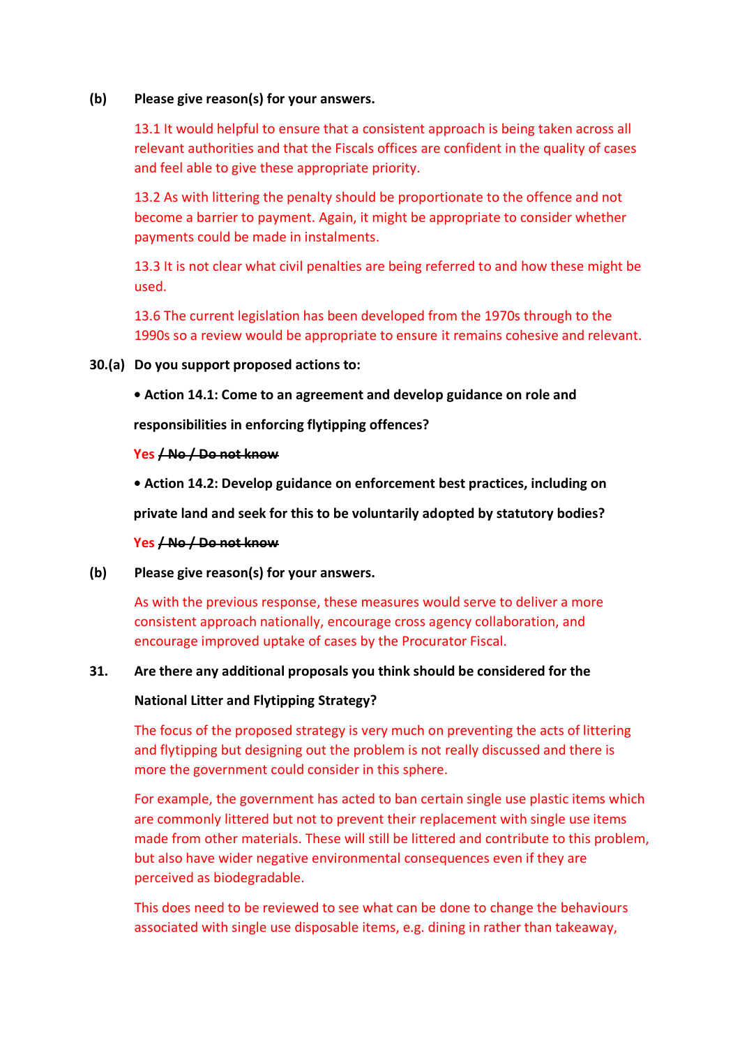**(b) Please give reason(s) for your answers.**

13.1 It would helpful to ensure that a consistent approach is being taken across all relevant authorities and that the Fiscals offices are confident in the quality of cases and feel able to give these appropriate priority.

13.2 As with littering the penalty should be proportionate to the offence and not become a barrier to payment. Again, it might be appropriate to consider whether payments could be made in instalments.

13.3 It is not clear what civil penalties are being referred to and how these might be used.

13.6 The current legislation has been developed from the 1970s through to the 1990s so a review would be appropriate to ensure it remains cohesive and relevant.

**30.(a) Do you support proposed actions to:**

**• Action 14.1: Come to an agreement and develop guidance on role and responsibilities in enforcing flytipping offences?**

Yes ~~/ No / Do not know~~

**• Action 14.2: Develop guidance on enforcement best practices, including on private land and seek for this to be voluntarily adopted by statutory bodies?**

Yes ~~/ No / Do not know~~

**(b) Please give reason(s) for your answers.**

As with the previous response, these measures would serve to deliver a more consistent approach nationally, encourage cross agency collaboration, and encourage improved uptake of cases by the Procurator Fiscal.

**31. Are there any additional proposals you think should be considered for the National Litter and Flytipping Strategy?**

The focus of the proposed strategy is very much on preventing the acts of littering and flytipping but designing out the problem is not really discussed and there is more the government could consider in this sphere.

For example, the government has acted to ban certain single use plastic items which are commonly littered but not to prevent their replacement with single use items made from other materials. These will still be littered and contribute to this problem, but also have wider negative environmental consequences even if they are perceived as biodegradable.

This does need to be reviewed to see what can be done to change the behaviours associated with single use disposable items, e.g. dining in rather than takeaway,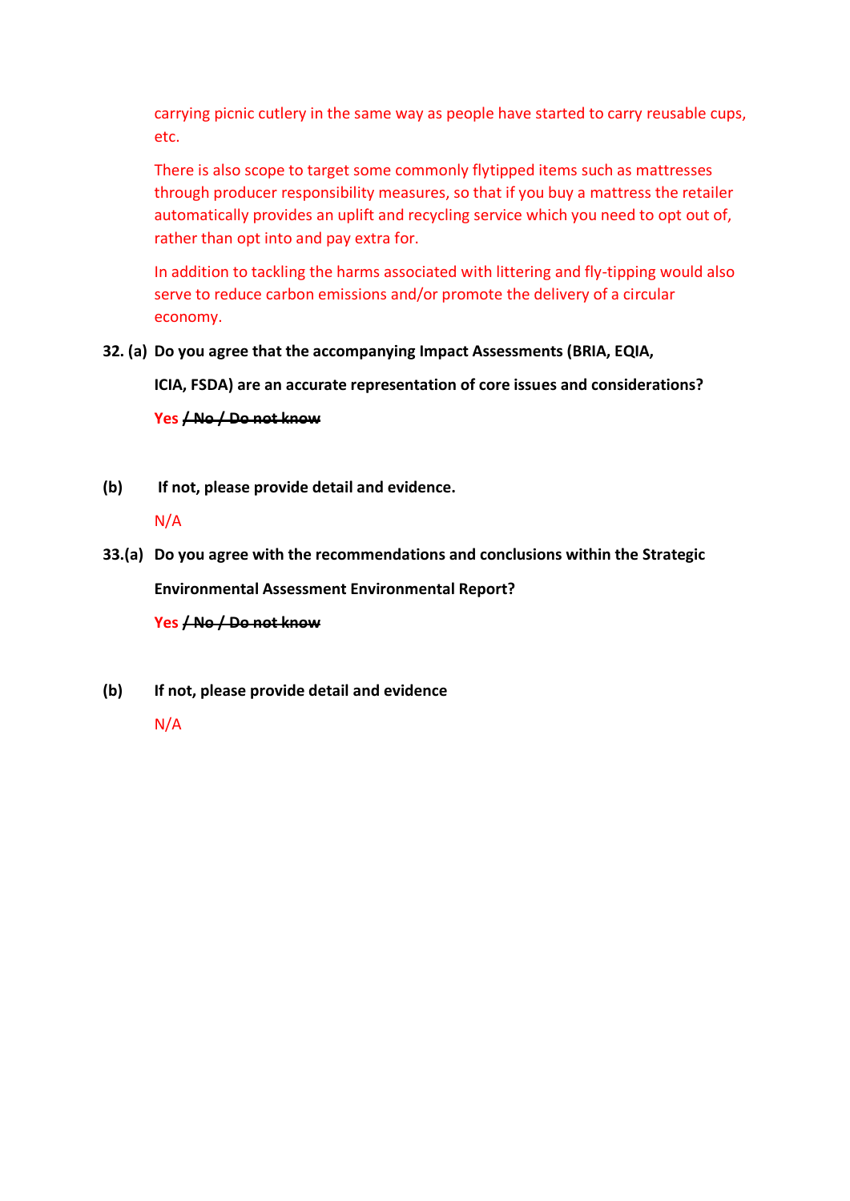carrying picnic cutlery in the same way as people have started to carry reusable cups, etc.

There is also scope to target some commonly flytipped items such as mattresses through producer responsibility measures, so that if you buy a mattress the retailer automatically provides an uplift and recycling service which you need to opt out of, rather than opt into and pay extra for.

In addition to tackling the harms associated with littering and fly-tipping would also serve to reduce carbon emissions and/or promote the delivery of a circular economy.

**32. (a) Do you agree that the accompanying Impact Assessments (BRIA, EQIA, ICIA, FSDA) are an accurate representation of core issues and considerations?**

**Yes** ~~/ No / Do not know~~

**(b) If not, please provide detail and evidence.**

N/A

**33.(a) Do you agree with the recommendations and conclusions within the Strategic Environmental Assessment Environmental Report?**

**Yes** ~~/ No / Do not know~~

**(b) If not, please provide detail and evidence**

N/A